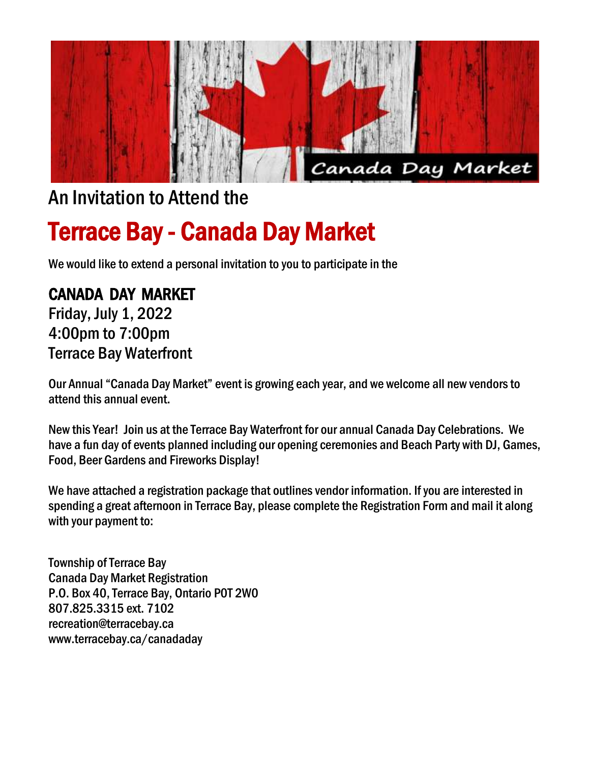Canada Day Market

An Invitation to Attend the

# Terrace Bay - Canada Day Market

We would like to extend a personal invitation to you to participate in the

## CANADA DAY MARKET

Friday, July 1, 2022
4:00pm to 7:00pm
Terrace Bay Waterfront

Our Annual "Canada Day Market" event is growing each year, and we welcome all new vendors to attend this annual event.

New this Year! Join us at the Terrace Bay Waterfront for our annual Canada Day Celebrations. We have a fun day of events planned including our opening ceremonies and Beach Party with DJ, Games, Food, Beer Gardens and Fireworks Display!

We have attached a registration package that outlines vendor information. If you are interested in spending a great afternoon in Terrace Bay, please complete the Registration Form and mail it along with your payment to:

Township of Terrace Bay
Canada Day Market Registration
P.O. Box 40, Terrace Bay, Ontario P0T 2W0
807.825.3315 ext. 7102
recreation@terracebay.ca
www.terracebay.ca/canadaday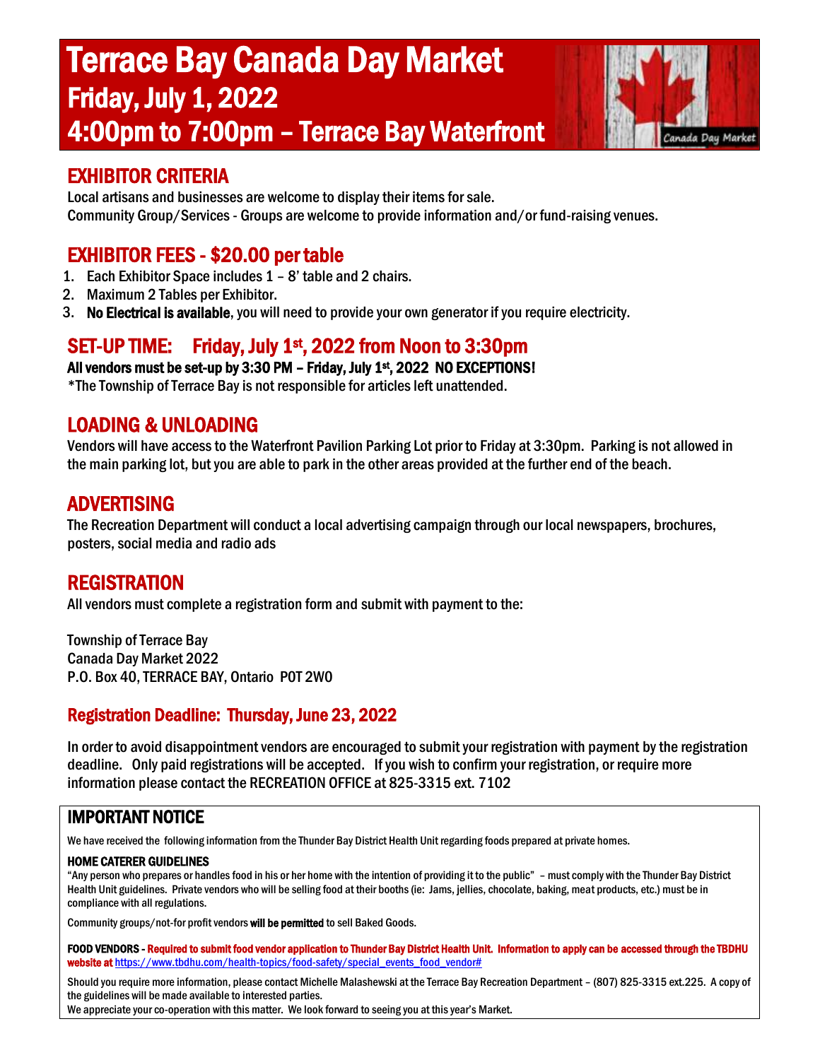# Terrace Bay Canada Day Market
## Friday, July 1, 2022
## 4:00pm to 7:00pm – Terrace Bay Waterfront

## EXHIBITOR CRITERIA

Local artisans and businesses are welcome to display their items for sale.
Community Group/Services - Groups are welcome to provide information and/or fund-raising venues.

## EXHIBITOR FEES - $20.00 per table

1. Each Exhibitor Space includes 1 – 8' table and 2 chairs.
2. Maximum 2 Tables per Exhibitor.
3. **No Electrical is available**, you will need to provide your own generator if you require electricity.

## SET-UP TIME: Friday, July 1st, 2022 from Noon to 3:30pm

**All vendors must be set-up by 3:30 PM – Friday, July 1st, 2022 NO EXCEPTIONS!**
*The Township of Terrace Bay is not responsible for articles left unattended.

## LOADING & UNLOADING

Vendors will have access to the Waterfront Pavilion Parking Lot prior to Friday at 3:30pm. Parking is not allowed in the main parking lot, but you are able to park in the other areas provided at the further end of the beach.

## ADVERTISING

The Recreation Department will conduct a local advertising campaign through our local newspapers, brochures, posters, social media and radio ads

## REGISTRATION

All vendors must complete a registration form and submit with payment to the:

Township of Terrace Bay
Canada Day Market 2022
P.O. Box 40, TERRACE BAY, Ontario P0T 2W0

### Registration Deadline: Thursday, June 23, 2022

In order to avoid disappointment vendors are encouraged to submit your registration with payment by the registration deadline. Only paid registrations will be accepted. If you wish to confirm your registration, or require more information please contact the RECREATION OFFICE at 825-3315 ext. 7102

## IMPORTANT NOTICE

We have received the following information from the Thunder Bay District Health Unit regarding foods prepared at private homes.

**HOME CATERER GUIDELINES**
"Any person who prepares or handles food in his or her home with the intention of providing it to the public" – must comply with the Thunder Bay District Health Unit guidelines. Private vendors who will be selling food at their booths (ie: Jams, jellies, chocolate, baking, meat products, etc.) must be in compliance with all regulations.

Community groups/not-for profit vendors **will be permitted** to sell Baked Goods.

**FOOD VENDORS - Required to submit food vendor application to Thunder Bay District Health Unit. Information to apply can be accessed through the TBDHU website at** https://www.tbdhu.com/health-topics/food-safety/special_events_food_vendor#

Should you require more information, please contact Michelle Malashewski at the Terrace Bay Recreation Department – (807) 825-3315 ext.225. A copy of the guidelines will be made available to interested parties.
We appreciate your co-operation with this matter. We look forward to seeing you at this year's Market.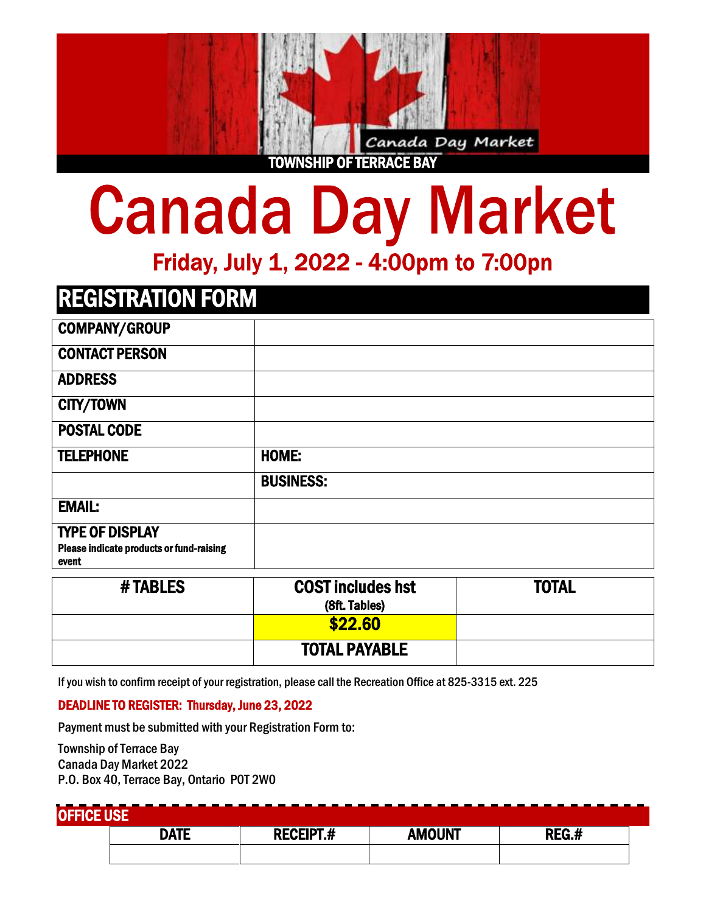Canada Day Market

TOWNSHIP OF TERRACE BAY

# Canada Day Market

## Friday, July 1, 2022 - 4:00pm to 7:00pn

## REGISTRATION FORM

| | | |
|---|---|---|
| COMPANY/GROUP | | |
| CONTACT PERSON | | |
| ADDRESS | | |
| CITY/TOWN | | |
| POSTAL CODE | | |
| TELEPHONE | HOME: | |
| | BUSINESS: | |
| EMAIL: | | |
| TYPE OF DISPLAY<br>Please indicate products or fund-raising event | | |

| # TABLES | COST includes hst<br>(8ft. Tables) | TOTAL |
|---|---|---|
| | $22.60 | |
| | TOTAL PAYABLE | |

If you wish to confirm receipt of your registration, please call the Recreation Office at 825-3315 ext. 225

**DEADLINE TO REGISTER: Thursday, June 23, 2022**

Payment must be submitted with your Registration Form to:

Township of Terrace Bay
Canada Day Market 2022
P.O. Box 40, Terrace Bay, Ontario P0T 2W0

### OFFICE USE

| DATE | RECEIPT.# | AMOUNT | REG.# |
|---|---|---|---|
| | | | |